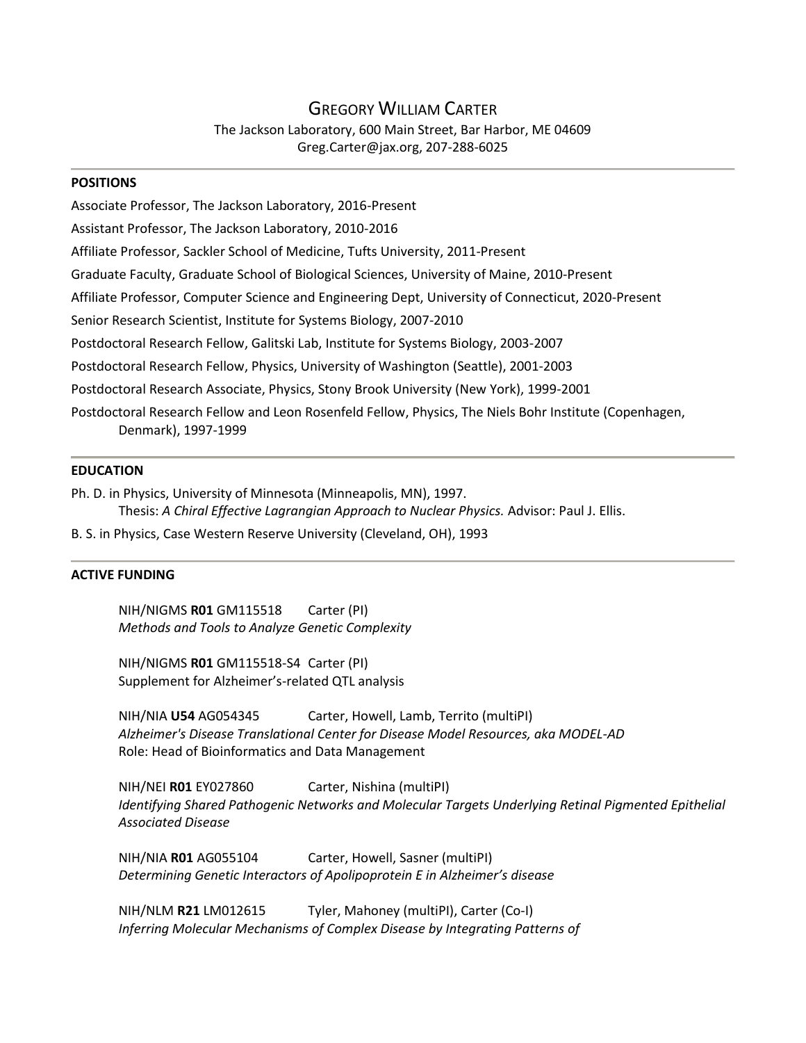# Gregory William Carter

The Jackson Laboratory, 600 Main Street, Bar Harbor, ME 04609
Greg.Carter@jax.org, 207-288-6025

## POSITIONS

Associate Professor, The Jackson Laboratory, 2016-Present

Assistant Professor, The Jackson Laboratory, 2010-2016

Affiliate Professor, Sackler School of Medicine, Tufts University, 2011-Present

Graduate Faculty, Graduate School of Biological Sciences, University of Maine, 2010-Present

Affiliate Professor, Computer Science and Engineering Dept, University of Connecticut, 2020-Present

Senior Research Scientist, Institute for Systems Biology, 2007-2010

Postdoctoral Research Fellow, Galitski Lab, Institute for Systems Biology, 2003-2007

Postdoctoral Research Fellow, Physics, University of Washington (Seattle), 2001-2003

Postdoctoral Research Associate, Physics, Stony Brook University (New York), 1999-2001

Postdoctoral Research Fellow and Leon Rosenfeld Fellow, Physics, The Niels Bohr Institute (Copenhagen, Denmark), 1997-1999

## EDUCATION

Ph. D. in Physics, University of Minnesota (Minneapolis, MN), 1997.
Thesis: *A Chiral Effective Lagrangian Approach to Nuclear Physics.* Advisor: Paul J. Ellis.

B. S. in Physics, Case Western Reserve University (Cleveland, OH), 1993

## ACTIVE FUNDING

NIH/NIGMS **R01** GM115518 Carter (PI)
*Methods and Tools to Analyze Genetic Complexity*

NIH/NIGMS **R01** GM115518-S4 Carter (PI)
Supplement for Alzheimer's-related QTL analysis

NIH/NIA **U54** AG054345 Carter, Howell, Lamb, Territo (multiPI)
*Alzheimer's Disease Translational Center for Disease Model Resources, aka MODEL-AD*
Role: Head of Bioinformatics and Data Management

NIH/NEI **R01** EY027860 Carter, Nishina (multiPI)
*Identifying Shared Pathogenic Networks and Molecular Targets Underlying Retinal Pigmented Epithelial Associated Disease*

NIH/NIA **R01** AG055104 Carter, Howell, Sasner (multiPI)
*Determining Genetic Interactors of Apolipoprotein E in Alzheimer's disease*

NIH/NLM **R21** LM012615 Tyler, Mahoney (multiPI), Carter (Co-I)
*Inferring Molecular Mechanisms of Complex Disease by Integrating Patterns of*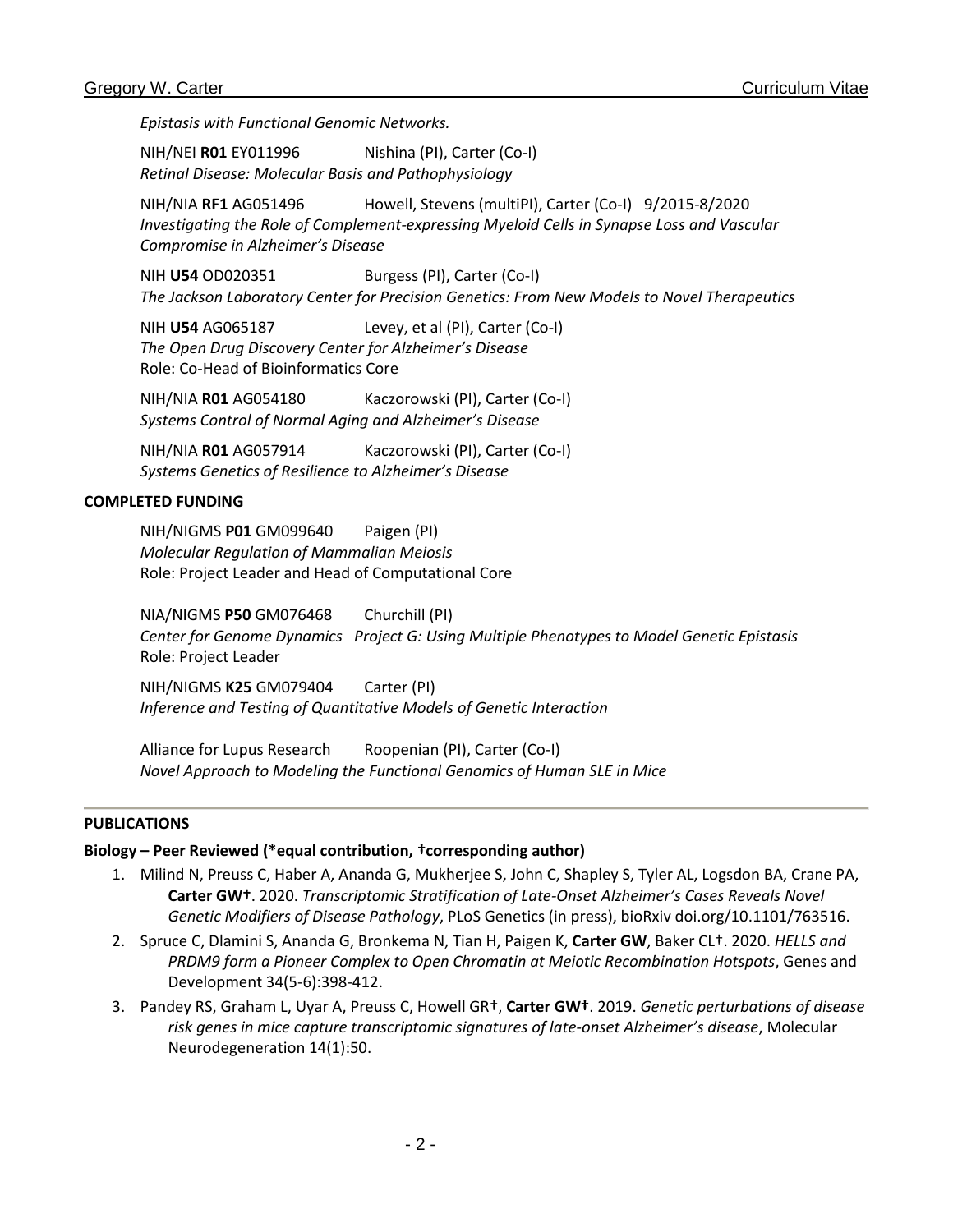*Epistasis with Functional Genomic Networks.*

NIH/NEI **R01** EY011996 Nishina (PI), Carter (Co-I)
*Retinal Disease: Molecular Basis and Pathophysiology*

NIH/NIA **RF1** AG051496 Howell, Stevens (multiPI), Carter (Co-I) 9/2015-8/2020
*Investigating the Role of Complement-expressing Myeloid Cells in Synapse Loss and Vascular Compromise in Alzheimer's Disease*

NIH **U54** OD020351 Burgess (PI), Carter (Co-I)
*The Jackson Laboratory Center for Precision Genetics: From New Models to Novel Therapeutics*

NIH **U54** AG065187 Levey, et al (PI), Carter (Co-I)
*The Open Drug Discovery Center for Alzheimer's Disease*
Role: Co-Head of Bioinformatics Core

NIH/NIA **R01** AG054180 Kaczorowski (PI), Carter (Co-I)
*Systems Control of Normal Aging and Alzheimer's Disease*

NIH/NIA **R01** AG057914 Kaczorowski (PI), Carter (Co-I)
*Systems Genetics of Resilience to Alzheimer's Disease*

**COMPLETED FUNDING**

NIH/NIGMS **P01** GM099640 Paigen (PI)
*Molecular Regulation of Mammalian Meiosis*
Role: Project Leader and Head of Computational Core

NIA/NIGMS **P50** GM076468 Churchill (PI)
*Center for Genome Dynamics Project G: Using Multiple Phenotypes to Model Genetic Epistasis*
Role: Project Leader

NIH/NIGMS **K25** GM079404 Carter (PI)
*Inference and Testing of Quantitative Models of Genetic Interaction*

Alliance for Lupus Research Roopenian (PI), Carter (Co-I)
*Novel Approach to Modeling the Functional Genomics of Human SLE in Mice*

**PUBLICATIONS**

**Biology – Peer Reviewed (*equal contribution, †corresponding author)**

1. Milind N, Preuss C, Haber A, Ananda G, Mukherjee S, John C, Shapley S, Tyler AL, Logsdon BA, Crane PA, **Carter GW†**. 2020. *Transcriptomic Stratification of Late-Onset Alzheimer's Cases Reveals Novel Genetic Modifiers of Disease Pathology*, PLoS Genetics (in press), bioRxiv doi.org/10.1101/763516.
2. Spruce C, Dlamini S, Ananda G, Bronkema N, Tian H, Paigen K, **Carter GW**, Baker CL†. 2020. *HELLS and PRDM9 form a Pioneer Complex to Open Chromatin at Meiotic Recombination Hotspots*, Genes and Development 34(5-6):398-412.
3. Pandey RS, Graham L, Uyar A, Preuss C, Howell GR†, **Carter GW†**. 2019. *Genetic perturbations of disease risk genes in mice capture transcriptomic signatures of late-onset Alzheimer's disease*, Molecular Neurodegeneration 14(1):50.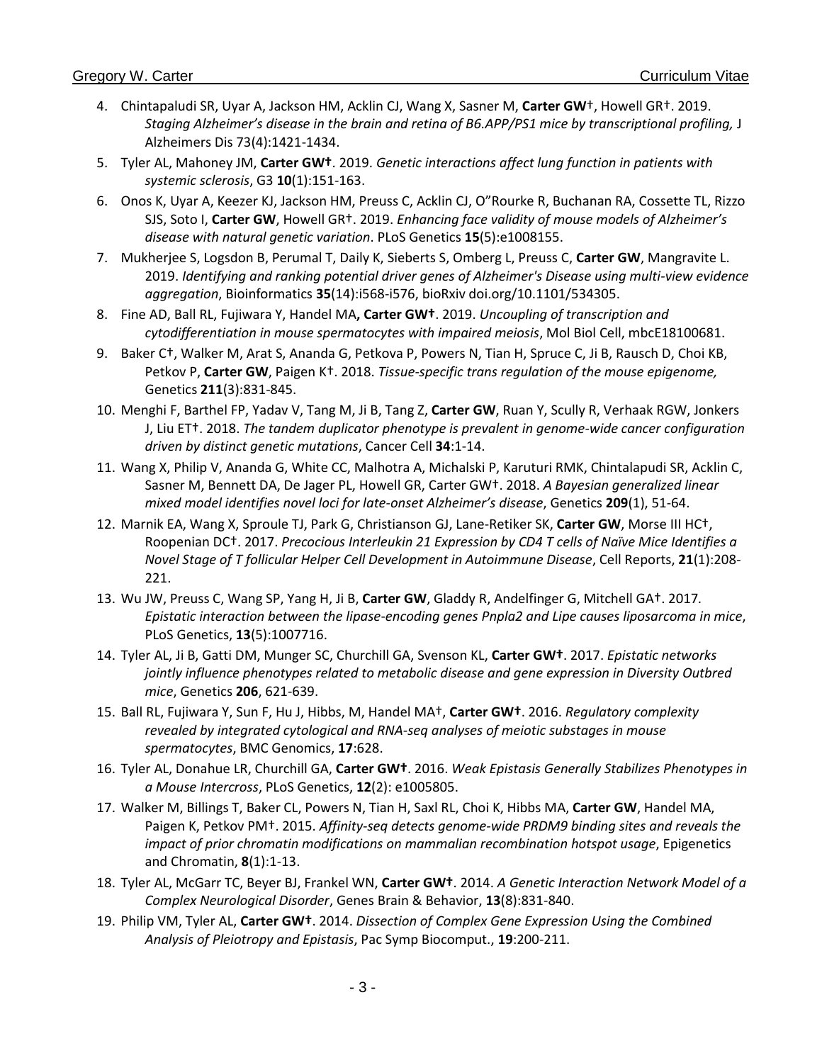4. Chintapaludi SR, Uyar A, Jackson HM, Acklin CJ, Wang X, Sasner M, **Carter GW**†, Howell GR†. 2019. *Staging Alzheimer's disease in the brain and retina of B6.APP/PS1 mice by transcriptional profiling,* J Alzheimers Dis 73(4):1421-1434.
5. Tyler AL, Mahoney JM, **Carter GW†**. 2019. *Genetic interactions affect lung function in patients with systemic sclerosis*, G3 **10**(1):151-163.
6. Onos K, Uyar A, Keezer KJ, Jackson HM, Preuss C, Acklin CJ, O"Rourke R, Buchanan RA, Cossette TL, Rizzo SJS, Soto I, **Carter GW**, Howell GR†. 2019. *Enhancing face validity of mouse models of Alzheimer's disease with natural genetic variation*. PLoS Genetics **15**(5):e1008155.
7. Mukherjee S, Logsdon B, Perumal T, Daily K, Sieberts S, Omberg L, Preuss C, **Carter GW**, Mangravite L. 2019. *Identifying and ranking potential driver genes of Alzheimer's Disease using multi-view evidence aggregation*, Bioinformatics **35**(14):i568-i576, bioRxiv doi.org/10.1101/534305.
8. Fine AD, Ball RL, Fujiwara Y, Handel MA**, Carter GW†**. 2019. *Uncoupling of transcription and cytodifferentiation in mouse spermatocytes with impaired meiosis*, Mol Biol Cell, mbcE18100681.
9. Baker C†, Walker M, Arat S, Ananda G, Petkova P, Powers N, Tian H, Spruce C, Ji B, Rausch D, Choi KB, Petkov P, **Carter GW**, Paigen K†. 2018. *Tissue-specific trans regulation of the mouse epigenome,* Genetics **211**(3):831-845.
10. Menghi F, Barthel FP, Yadav V, Tang M, Ji B, Tang Z, **Carter GW**, Ruan Y, Scully R, Verhaak RGW, Jonkers J, Liu ET†. 2018. *The tandem duplicator phenotype is prevalent in genome-wide cancer configuration driven by distinct genetic mutations*, Cancer Cell **34**:1-14.
11. Wang X, Philip V, Ananda G, White CC, Malhotra A, Michalski P, Karuturi RMK, Chintalapudi SR, Acklin C, Sasner M, Bennett DA, De Jager PL, Howell GR, Carter GW†. 2018. *A Bayesian generalized linear mixed model identifies novel loci for late-onset Alzheimer's disease*, Genetics **209**(1), 51-64.
12. Marnik EA, Wang X, Sproule TJ, Park G, Christianson GJ, Lane-Retiker SK, **Carter GW**, Morse III HC†, Roopenian DC†. 2017. *Precocious Interleukin 21 Expression by CD4 T cells of Naïve Mice Identifies a Novel Stage of T follicular Helper Cell Development in Autoimmune Disease*, Cell Reports, **21**(1):208-221.
13. Wu JW, Preuss C, Wang SP, Yang H, Ji B, **Carter GW**, Gladdy R, Andelfinger G, Mitchell GA†. 2017*. Epistatic interaction between the lipase-encoding genes Pnpla2 and Lipe causes liposarcoma in mice*, PLoS Genetics, **13**(5):1007716.
14. Tyler AL, Ji B, Gatti DM, Munger SC, Churchill GA, Svenson KL, **Carter GW†**. 2017. *Epistatic networks jointly influence phenotypes related to metabolic disease and gene expression in Diversity Outbred mice*, Genetics **206**, 621-639.
15. Ball RL, Fujiwara Y, Sun F, Hu J, Hibbs, M, Handel MA†, **Carter GW†**. 2016. *Regulatory complexity revealed by integrated cytological and RNA-seq analyses of meiotic substages in mouse spermatocytes*, BMC Genomics, **17**:628.
16. Tyler AL, Donahue LR, Churchill GA, **Carter GW†**. 2016. *Weak Epistasis Generally Stabilizes Phenotypes in a Mouse Intercross*, PLoS Genetics, **12**(2): e1005805.
17. Walker M, Billings T, Baker CL, Powers N, Tian H, Saxl RL, Choi K, Hibbs MA, **Carter GW**, Handel MA, Paigen K, Petkov PM†. 2015. *Affinity-seq detects genome-wide PRDM9 binding sites and reveals the impact of prior chromatin modifications on mammalian recombination hotspot usage*, Epigenetics and Chromatin, **8**(1):1-13.
18. Tyler AL, McGarr TC, Beyer BJ, Frankel WN, **Carter GW†**. 2014. *A Genetic Interaction Network Model of a Complex Neurological Disorder*, Genes Brain & Behavior, **13**(8):831-840.
19. Philip VM, Tyler AL, **Carter GW†**. 2014. *Dissection of Complex Gene Expression Using the Combined Analysis of Pleiotropy and Epistasis*, Pac Symp Biocomput., **19**:200-211.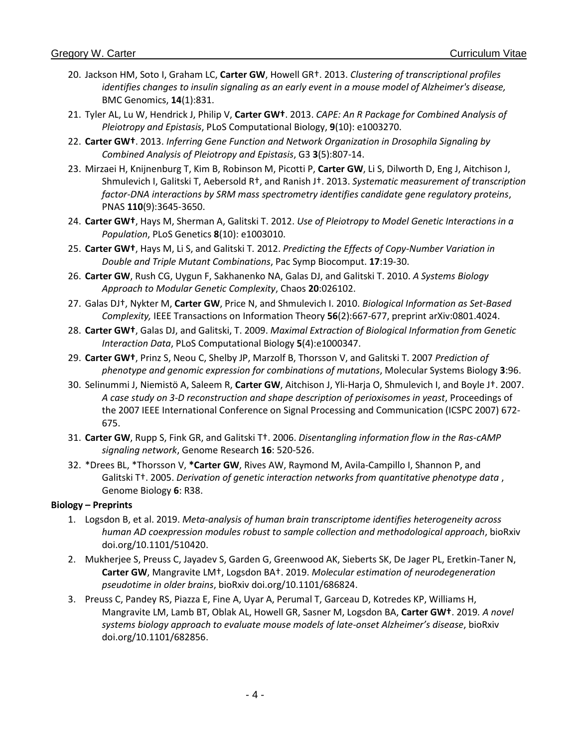20. Jackson HM, Soto I, Graham LC, **Carter GW**, Howell GR†. 2013. *Clustering of transcriptional profiles identifies changes to insulin signaling as an early event in a mouse model of Alzheimer's disease,* BMC Genomics, **14**(1):831.
21. Tyler AL, Lu W, Hendrick J, Philip V, **Carter GW†**. 2013. *CAPE: An R Package for Combined Analysis of Pleiotropy and Epistasis*, PLoS Computational Biology, **9**(10): e1003270.
22. **Carter GW†**. 2013. *Inferring Gene Function and Network Organization in Drosophila Signaling by Combined Analysis of Pleiotropy and Epistasis*, G3 **3**(5):807-14.
23. Mirzaei H, Knijnenburg T, Kim B, Robinson M, Picotti P, **Carter GW**, Li S, Dilworth D, Eng J, Aitchison J, Shmulevich I, Galitski T, Aebersold R†, and Ranish J†. 2013. *Systematic measurement of transcription factor-DNA interactions by SRM mass spectrometry identifies candidate gene regulatory proteins*, PNAS **110**(9):3645-3650.
24. **Carter GW†**, Hays M, Sherman A, Galitski T. 2012. *Use of Pleiotropy to Model Genetic Interactions in a Population*, PLoS Genetics **8**(10): e1003010.
25. **Carter GW†**, Hays M, Li S, and Galitski T. 2012. *Predicting the Effects of Copy-Number Variation in Double and Triple Mutant Combinations*, Pac Symp Biocomput. **17**:19-30.
26. **Carter GW**, Rush CG, Uygun F, Sakhanenko NA, Galas DJ, and Galitski T. 2010. *A Systems Biology Approach to Modular Genetic Complexity*, Chaos **20**:026102.
27. Galas DJ†, Nykter M, **Carter GW**, Price N, and Shmulevich I. 2010. *Biological Information as Set-Based Complexity,* IEEE Transactions on Information Theory **56**(2):667-677, preprint arXiv:0801.4024.
28. **Carter GW†**, Galas DJ, and Galitski, T. 2009. *Maximal Extraction of Biological Information from Genetic Interaction Data*, PLoS Computational Biology **5**(4):e1000347.
29. **Carter GW†**, Prinz S, Neou C, Shelby JP, Marzolf B, Thorsson V, and Galitski T. 2007 *Prediction of phenotype and genomic expression for combinations of mutations*, Molecular Systems Biology **3**:96.
30. Selinummi J, Niemistö A, Saleem R, **Carter GW**, Aitchison J, Yli-Harja O, Shmulevich I, and Boyle J†. 2007. *A case study on 3-D reconstruction and shape description of perioxisomes in yeast*, Proceedings of the 2007 IEEE International Conference on Signal Processing and Communication (ICSPC 2007) 672-675.
31. **Carter GW**, Rupp S, Fink GR, and Galitski T†. 2006. *Disentangling information flow in the Ras-cAMP signaling network*, Genome Research **16**: 520-526.
32. *Drees BL, *Thorsson V, ***Carter GW**, Rives AW, Raymond M, Avila-Campillo I, Shannon P, and Galitski T†. 2005. *Derivation of genetic interaction networks from quantitative phenotype data* , Genome Biology **6**: R38.

**Biology – Preprints**

1. Logsdon B, et al. 2019. *Meta-analysis of human brain transcriptome identifies heterogeneity across human AD coexpression modules robust to sample collection and methodological approach*, bioRxiv doi.org/10.1101/510420.
2. Mukherjee S, Preuss C, Jayadev S, Garden G, Greenwood AK, Sieberts SK, De Jager PL, Eretkin-Taner N, **Carter GW**, Mangravite LM†, Logsdon BA†. 2019. *Molecular estimation of neurodegeneration pseudotime in older brains*, bioRxiv doi.org/10.1101/686824.
3. Preuss C, Pandey RS, Piazza E, Fine A, Uyar A, Perumal T, Garceau D, Kotredes KP, Williams H, Mangravite LM, Lamb BT, Oblak AL, Howell GR, Sasner M, Logsdon BA, **Carter GW†**. 2019. *A novel systems biology approach to evaluate mouse models of late-onset Alzheimer's disease*, bioRxiv doi.org/10.1101/682856.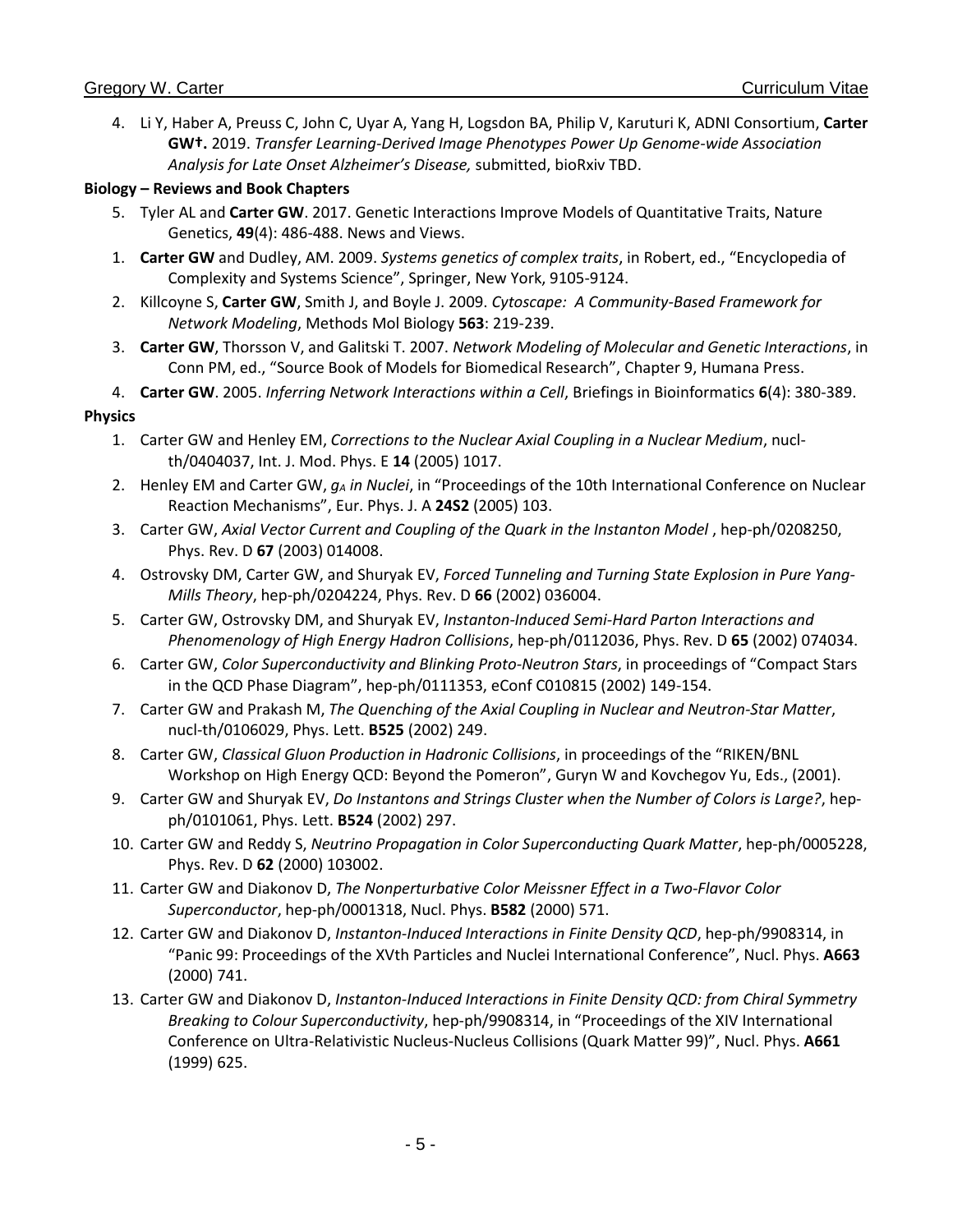4. Li Y, Haber A, Preuss C, John C, Uyar A, Yang H, Logsdon BA, Philip V, Karuturi K, ADNI Consortium, **Carter GW†.** 2019. *Transfer Learning-Derived Image Phenotypes Power Up Genome-wide Association Analysis for Late Onset Alzheimer's Disease,* submitted, bioRxiv TBD.

**Biology – Reviews and Book Chapters**

5. Tyler AL and **Carter GW**. 2017. Genetic Interactions Improve Models of Quantitative Traits, Nature Genetics, **49**(4): 486-488. News and Views.
1. **Carter GW** and Dudley, AM. 2009. *Systems genetics of complex traits*, in Robert, ed., "Encyclopedia of Complexity and Systems Science", Springer, New York, 9105-9124.
2. Killcoyne S, **Carter GW**, Smith J, and Boyle J. 2009. *Cytoscape: A Community-Based Framework for Network Modeling*, Methods Mol Biology **563**: 219-239.
3. **Carter GW**, Thorsson V, and Galitski T. 2007. *Network Modeling of Molecular and Genetic Interactions*, in Conn PM, ed., "Source Book of Models for Biomedical Research", Chapter 9, Humana Press.
4. **Carter GW**. 2005. *Inferring Network Interactions within a Cell*, Briefings in Bioinformatics **6**(4): 380-389.

**Physics**

1. Carter GW and Henley EM, *Corrections to the Nuclear Axial Coupling in a Nuclear Medium*, nucl-th/0404037, Int. J. Mod. Phys. E **14** (2005) 1017.
2. Henley EM and Carter GW, *$g_A$ in Nuclei*, in "Proceedings of the 10th International Conference on Nuclear Reaction Mechanisms", Eur. Phys. J. A **24S2** (2005) 103.
3. Carter GW, *Axial Vector Current and Coupling of the Quark in the Instanton Model* , hep-ph/0208250, Phys. Rev. D **67** (2003) 014008.
4. Ostrovsky DM, Carter GW, and Shuryak EV, *Forced Tunneling and Turning State Explosion in Pure Yang-Mills Theory*, hep-ph/0204224, Phys. Rev. D **66** (2002) 036004.
5. Carter GW, Ostrovsky DM, and Shuryak EV, *Instanton-Induced Semi-Hard Parton Interactions and Phenomenology of High Energy Hadron Collisions*, hep-ph/0112036, Phys. Rev. D **65** (2002) 074034.
6. Carter GW, *Color Superconductivity and Blinking Proto-Neutron Stars*, in proceedings of "Compact Stars in the QCD Phase Diagram", hep-ph/0111353, eConf C010815 (2002) 149-154.
7. Carter GW and Prakash M, *The Quenching of the Axial Coupling in Nuclear and Neutron-Star Matter*, nucl-th/0106029, Phys. Lett. **B525** (2002) 249.
8. Carter GW, *Classical Gluon Production in Hadronic Collisions*, in proceedings of the "RIKEN/BNL Workshop on High Energy QCD: Beyond the Pomeron", Guryn W and Kovchegov Yu, Eds., (2001).
9. Carter GW and Shuryak EV, *Do Instantons and Strings Cluster when the Number of Colors is Large?*, hep-ph/0101061, Phys. Lett. **B524** (2002) 297.
10. Carter GW and Reddy S, *Neutrino Propagation in Color Superconducting Quark Matter*, hep-ph/0005228, Phys. Rev. D **62** (2000) 103002.
11. Carter GW and Diakonov D, *The Nonperturbative Color Meissner Effect in a Two-Flavor Color Superconductor*, hep-ph/0001318, Nucl. Phys. **B582** (2000) 571.
12. Carter GW and Diakonov D, *Instanton-Induced Interactions in Finite Density QCD*, hep-ph/9908314, in "Panic 99: Proceedings of the XVth Particles and Nuclei International Conference", Nucl. Phys. **A663** (2000) 741.
13. Carter GW and Diakonov D, *Instanton-Induced Interactions in Finite Density QCD: from Chiral Symmetry Breaking to Colour Superconductivity*, hep-ph/9908314, in "Proceedings of the XIV International Conference on Ultra-Relativistic Nucleus-Nucleus Collisions (Quark Matter 99)", Nucl. Phys. **A661** (1999) 625.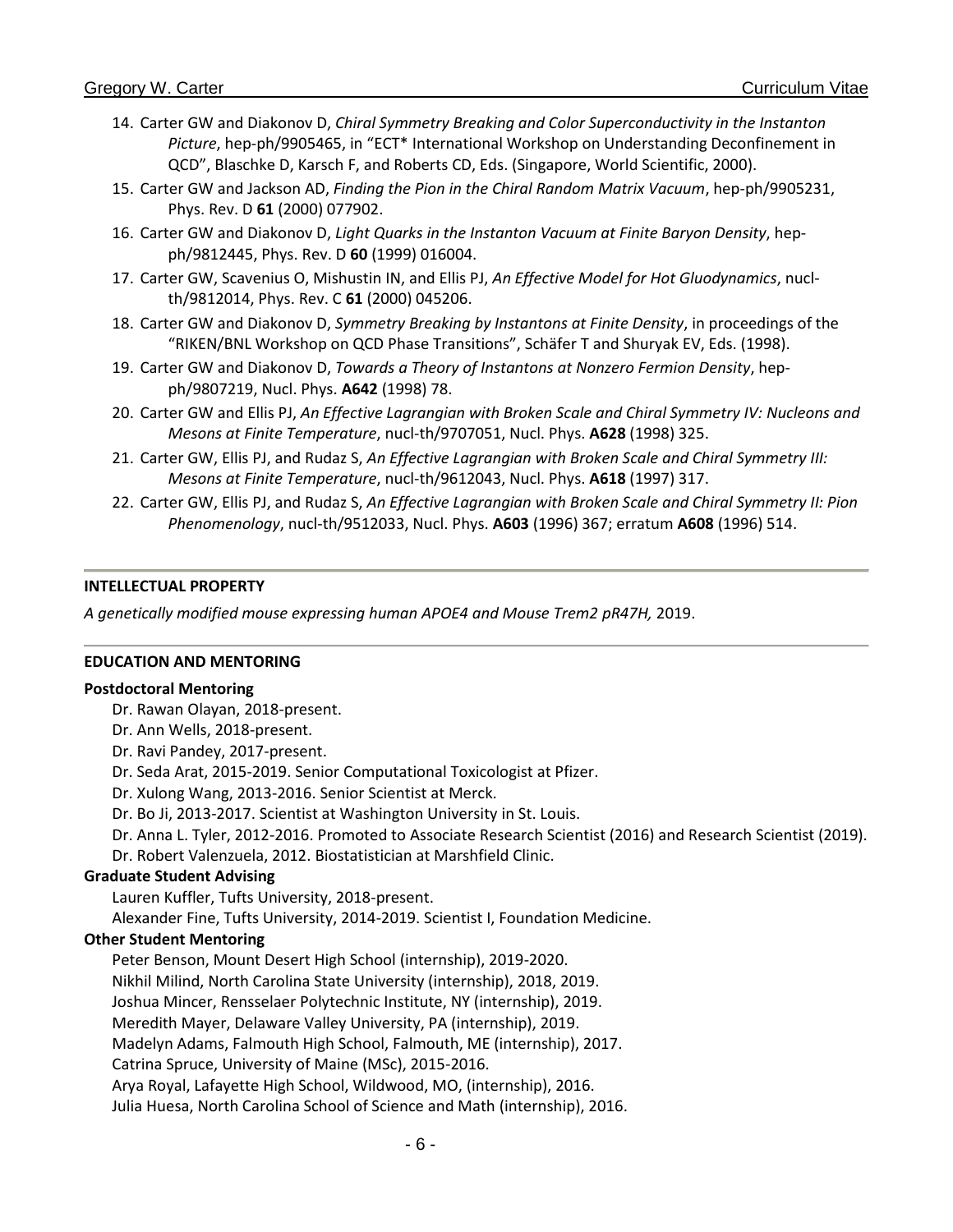14. Carter GW and Diakonov D, *Chiral Symmetry Breaking and Color Superconductivity in the Instanton Picture*, hep-ph/9905465, in "ECT* International Workshop on Understanding Deconfinement in QCD", Blaschke D, Karsch F, and Roberts CD, Eds. (Singapore, World Scientific, 2000).
15. Carter GW and Jackson AD, *Finding the Pion in the Chiral Random Matrix Vacuum*, hep-ph/9905231, Phys. Rev. D **61** (2000) 077902.
16. Carter GW and Diakonov D, *Light Quarks in the Instanton Vacuum at Finite Baryon Density*, hep-ph/9812445, Phys. Rev. D **60** (1999) 016004.
17. Carter GW, Scavenius O, Mishustin IN, and Ellis PJ, *An Effective Model for Hot Gluodynamics*, nucl-th/9812014, Phys. Rev. C **61** (2000) 045206.
18. Carter GW and Diakonov D, *Symmetry Breaking by Instantons at Finite Density*, in proceedings of the "RIKEN/BNL Workshop on QCD Phase Transitions", Schäfer T and Shuryak EV, Eds. (1998).
19. Carter GW and Diakonov D, *Towards a Theory of Instantons at Nonzero Fermion Density*, hep-ph/9807219, Nucl. Phys. **A642** (1998) 78.
20. Carter GW and Ellis PJ, *An Effective Lagrangian with Broken Scale and Chiral Symmetry IV: Nucleons and Mesons at Finite Temperature*, nucl-th/9707051, Nucl. Phys. **A628** (1998) 325.
21. Carter GW, Ellis PJ, and Rudaz S, *An Effective Lagrangian with Broken Scale and Chiral Symmetry III: Mesons at Finite Temperature*, nucl-th/9612043, Nucl. Phys. **A618** (1997) 317.
22. Carter GW, Ellis PJ, and Rudaz S, *An Effective Lagrangian with Broken Scale and Chiral Symmetry II: Pion Phenomenology*, nucl-th/9512033, Nucl. Phys. **A603** (1996) 367; erratum **A608** (1996) 514.

## INTELLECTUAL PROPERTY

*A genetically modified mouse expressing human APOE4 and Mouse Trem2 pR47H,* 2019.

## EDUCATION AND MENTORING

### Postdoctoral Mentoring

Dr. Rawan Olayan, 2018-present.
Dr. Ann Wells, 2018-present.
Dr. Ravi Pandey, 2017-present.
Dr. Seda Arat, 2015-2019. Senior Computational Toxicologist at Pfizer.
Dr. Xulong Wang, 2013-2016. Senior Scientist at Merck.
Dr. Bo Ji, 2013-2017. Scientist at Washington University in St. Louis.
Dr. Anna L. Tyler, 2012-2016. Promoted to Associate Research Scientist (2016) and Research Scientist (2019).
Dr. Robert Valenzuela, 2012. Biostatistician at Marshfield Clinic.

### Graduate Student Advising

Lauren Kuffler, Tufts University, 2018-present.
Alexander Fine, Tufts University, 2014-2019. Scientist I, Foundation Medicine.

### Other Student Mentoring

Peter Benson, Mount Desert High School (internship), 2019-2020.
Nikhil Milind, North Carolina State University (internship), 2018, 2019.
Joshua Mincer, Rensselaer Polytechnic Institute, NY (internship), 2019.
Meredith Mayer, Delaware Valley University, PA (internship), 2019.
Madelyn Adams, Falmouth High School, Falmouth, ME (internship), 2017.
Catrina Spruce, University of Maine (MSc), 2015-2016.
Arya Royal, Lafayette High School, Wildwood, MO, (internship), 2016.
Julia Huesa, North Carolina School of Science and Math (internship), 2016.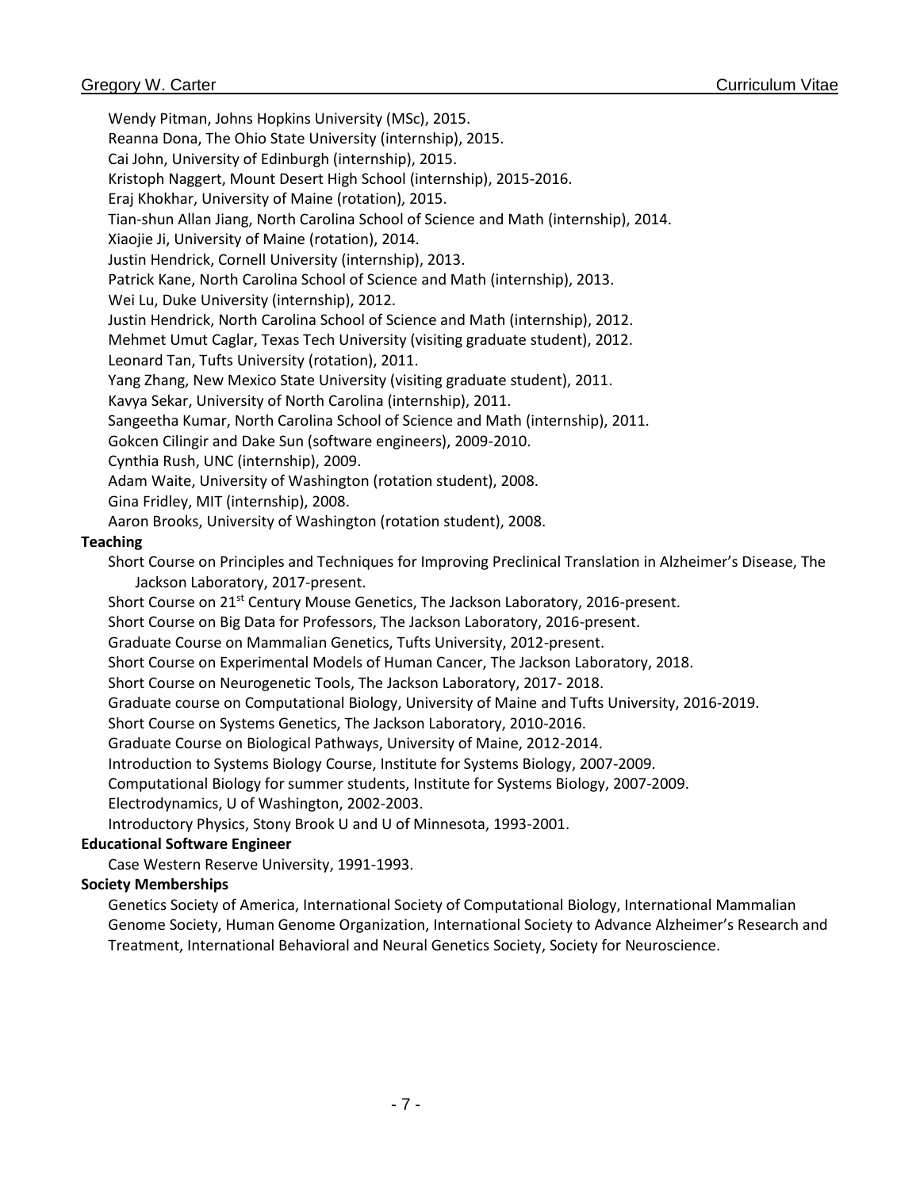Wendy Pitman, Johns Hopkins University (MSc), 2015.
Reanna Dona, The Ohio State University (internship), 2015.
Cai John, University of Edinburgh (internship), 2015.
Kristoph Naggert, Mount Desert High School (internship), 2015-2016.
Eraj Khokhar, University of Maine (rotation), 2015.
Tian-shun Allan Jiang, North Carolina School of Science and Math (internship), 2014.
Xiaojie Ji, University of Maine (rotation), 2014.
Justin Hendrick, Cornell University (internship), 2013.
Patrick Kane, North Carolina School of Science and Math (internship), 2013.
Wei Lu, Duke University (internship), 2012.
Justin Hendrick, North Carolina School of Science and Math (internship), 2012.
Mehmet Umut Caglar, Texas Tech University (visiting graduate student), 2012.
Leonard Tan, Tufts University (rotation), 2011.
Yang Zhang, New Mexico State University (visiting graduate student), 2011.
Kavya Sekar, University of North Carolina (internship), 2011.
Sangeetha Kumar, North Carolina School of Science and Math (internship), 2011.
Gokcen Cilingir and Dake Sun (software engineers), 2009-2010.
Cynthia Rush, UNC (internship), 2009.
Adam Waite, University of Washington (rotation student), 2008.
Gina Fridley, MIT (internship), 2008.
Aaron Brooks, University of Washington (rotation student), 2008.

**Teaching**

Short Course on Principles and Techniques for Improving Preclinical Translation in Alzheimer's Disease, The Jackson Laboratory, 2017-present.
Short Course on 21st Century Mouse Genetics, The Jackson Laboratory, 2016-present.
Short Course on Big Data for Professors, The Jackson Laboratory, 2016-present.
Graduate Course on Mammalian Genetics, Tufts University, 2012-present.
Short Course on Experimental Models of Human Cancer, The Jackson Laboratory, 2018.
Short Course on Neurogenetic Tools, The Jackson Laboratory, 2017- 2018.
Graduate course on Computational Biology, University of Maine and Tufts University, 2016-2019.
Short Course on Systems Genetics, The Jackson Laboratory, 2010-2016.
Graduate Course on Biological Pathways, University of Maine, 2012-2014.
Introduction to Systems Biology Course, Institute for Systems Biology, 2007-2009.
Computational Biology for summer students, Institute for Systems Biology, 2007-2009.
Electrodynamics, U of Washington, 2002-2003.
Introductory Physics, Stony Brook U and U of Minnesota, 1993-2001.

**Educational Software Engineer**

Case Western Reserve University, 1991-1993.

**Society Memberships**

Genetics Society of America, International Society of Computational Biology, International Mammalian Genome Society, Human Genome Organization, International Society to Advance Alzheimer's Research and Treatment, International Behavioral and Neural Genetics Society, Society for Neuroscience.